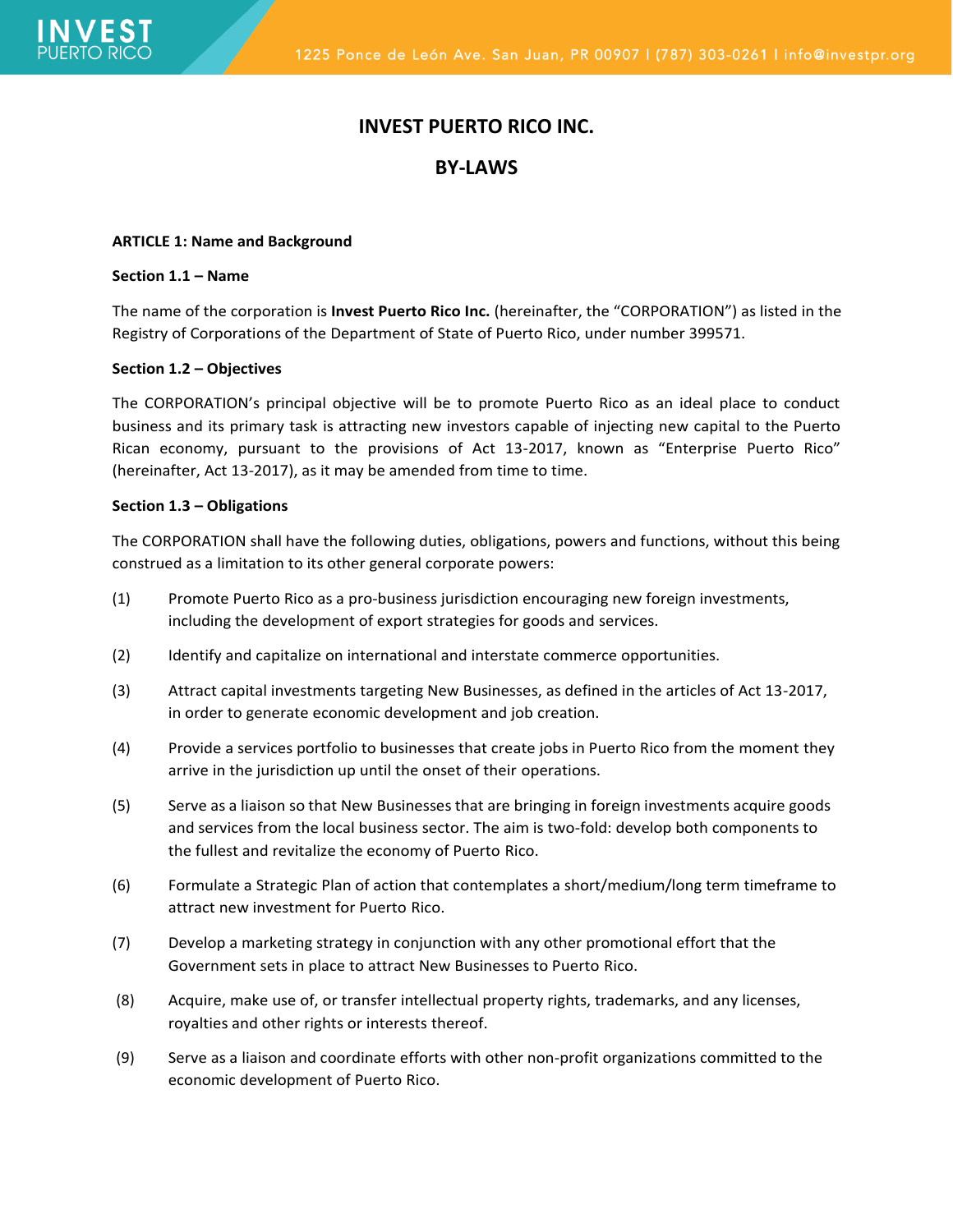# INVEST PUERTO RICO INC.

# BY-LAWS

**ARTICLE 1: Name and Background**

**Section 1.1 – Name**

The name of the corporation is **Invest Puerto Rico Inc.** (hereinafter, the "CORPORATION") as listed in the Registry of Corporations of the Department of State of Puerto Rico, under number 399571.

**Section 1.2 – Objectives**

The CORPORATION's principal objective will be to promote Puerto Rico as an ideal place to conduct business and its primary task is attracting new investors capable of injecting new capital to the Puerto Rican economy, pursuant to the provisions of Act 13-2017, known as "Enterprise Puerto Rico" (hereinafter, Act 13-2017), as it may be amended from time to time.

**Section 1.3 – Obligations**

The CORPORATION shall have the following duties, obligations, powers and functions, without this being construed as a limitation to its other general corporate powers:

(1) Promote Puerto Rico as a pro-business jurisdiction encouraging new foreign investments, including the development of export strategies for goods and services.

(2) Identify and capitalize on international and interstate commerce opportunities.

(3) Attract capital investments targeting New Businesses, as defined in the articles of Act 13-2017, in order to generate economic development and job creation.

(4) Provide a services portfolio to businesses that create jobs in Puerto Rico from the moment they arrive in the jurisdiction up until the onset of their operations.

(5) Serve as a liaison so that New Businesses that are bringing in foreign investments acquire goods and services from the local business sector. The aim is two-fold: develop both components to the fullest and revitalize the economy of Puerto Rico.

(6) Formulate a Strategic Plan of action that contemplates a short/medium/long term timeframe to attract new investment for Puerto Rico.

(7) Develop a marketing strategy in conjunction with any other promotional effort that the Government sets in place to attract New Businesses to Puerto Rico.

(8) Acquire, make use of, or transfer intellectual property rights, trademarks, and any licenses, royalties and other rights or interests thereof.

(9) Serve as a liaison and coordinate efforts with other non-profit organizations committed to the economic development of Puerto Rico.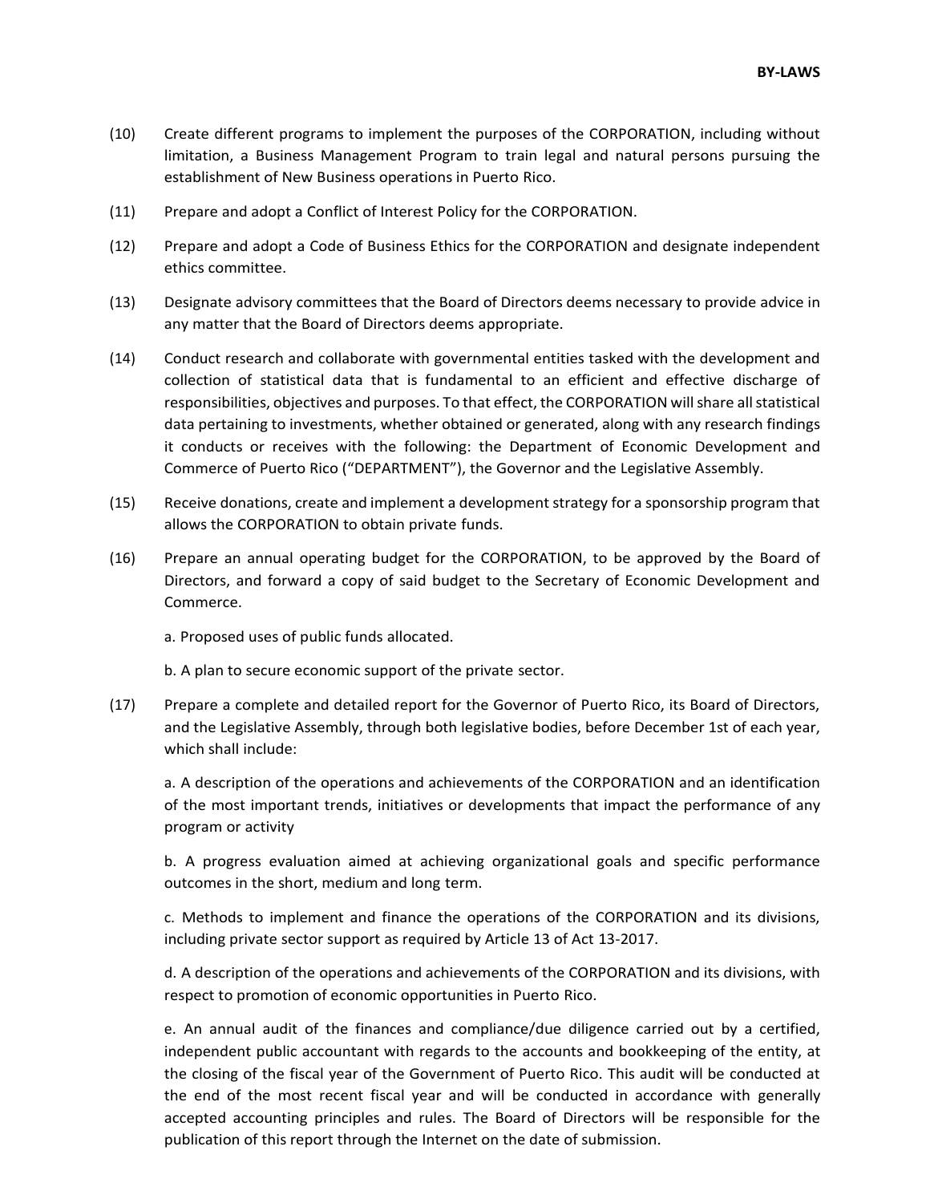(10) Create different programs to implement the purposes of the CORPORATION, including without limitation, a Business Management Program to train legal and natural persons pursuing the establishment of New Business operations in Puerto Rico.

(11) Prepare and adopt a Conflict of Interest Policy for the CORPORATION.

(12) Prepare and adopt a Code of Business Ethics for the CORPORATION and designate independent ethics committee.

(13) Designate advisory committees that the Board of Directors deems necessary to provide advice in any matter that the Board of Directors deems appropriate.

(14) Conduct research and collaborate with governmental entities tasked with the development and collection of statistical data that is fundamental to an efficient and effective discharge of responsibilities, objectives and purposes. To that effect, the CORPORATION will share all statistical data pertaining to investments, whether obtained or generated, along with any research findings it conducts or receives with the following: the Department of Economic Development and Commerce of Puerto Rico ("DEPARTMENT"), the Governor and the Legislative Assembly.

(15) Receive donations, create and implement a development strategy for a sponsorship program that allows the CORPORATION to obtain private funds.

(16) Prepare an annual operating budget for the CORPORATION, to be approved by the Board of Directors, and forward a copy of said budget to the Secretary of Economic Development and Commerce.

a. Proposed uses of public funds allocated.

b. A plan to secure economic support of the private sector.

(17) Prepare a complete and detailed report for the Governor of Puerto Rico, its Board of Directors, and the Legislative Assembly, through both legislative bodies, before December 1st of each year, which shall include:

a. A description of the operations and achievements of the CORPORATION and an identification of the most important trends, initiatives or developments that impact the performance of any program or activity

b. A progress evaluation aimed at achieving organizational goals and specific performance outcomes in the short, medium and long term.

c. Methods to implement and finance the operations of the CORPORATION and its divisions, including private sector support as required by Article 13 of Act 13-2017.

d. A description of the operations and achievements of the CORPORATION and its divisions, with respect to promotion of economic opportunities in Puerto Rico.

e. An annual audit of the finances and compliance/due diligence carried out by a certified, independent public accountant with regards to the accounts and bookkeeping of the entity, at the closing of the fiscal year of the Government of Puerto Rico. This audit will be conducted at the end of the most recent fiscal year and will be conducted in accordance with generally accepted accounting principles and rules. The Board of Directors will be responsible for the publication of this report through the Internet on the date of submission.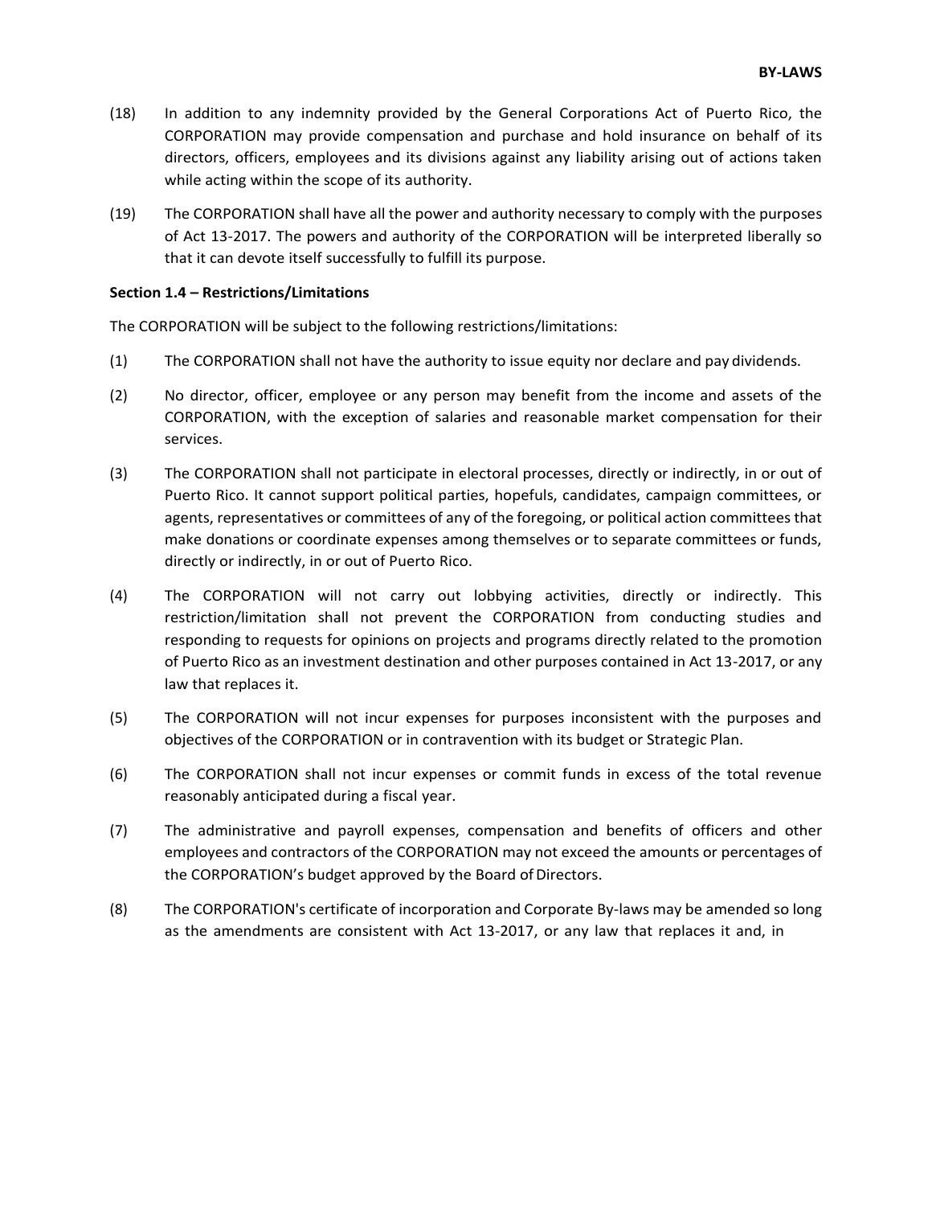(18) In addition to any indemnity provided by the General Corporations Act of Puerto Rico, the CORPORATION may provide compensation and purchase and hold insurance on behalf of its directors, officers, employees and its divisions against any liability arising out of actions taken while acting within the scope of its authority.

(19) The CORPORATION shall have all the power and authority necessary to comply with the purposes of Act 13-2017. The powers and authority of the CORPORATION will be interpreted liberally so that it can devote itself successfully to fulfill its purpose.

**Section 1.4 – Restrictions/Limitations**

The CORPORATION will be subject to the following restrictions/limitations:

(1) The CORPORATION shall not have the authority to issue equity nor declare and pay dividends.

(2) No director, officer, employee or any person may benefit from the income and assets of the CORPORATION, with the exception of salaries and reasonable market compensation for their services.

(3) The CORPORATION shall not participate in electoral processes, directly or indirectly, in or out of Puerto Rico. It cannot support political parties, hopefuls, candidates, campaign committees, or agents, representatives or committees of any of the foregoing, or political action committees that make donations or coordinate expenses among themselves or to separate committees or funds, directly or indirectly, in or out of Puerto Rico.

(4) The CORPORATION will not carry out lobbying activities, directly or indirectly. This restriction/limitation shall not prevent the CORPORATION from conducting studies and responding to requests for opinions on projects and programs directly related to the promotion of Puerto Rico as an investment destination and other purposes contained in Act 13-2017, or any law that replaces it.

(5) The CORPORATION will not incur expenses for purposes inconsistent with the purposes and objectives of the CORPORATION or in contravention with its budget or Strategic Plan.

(6) The CORPORATION shall not incur expenses or commit funds in excess of the total revenue reasonably anticipated during a fiscal year.

(7) The administrative and payroll expenses, compensation and benefits of officers and other employees and contractors of the CORPORATION may not exceed the amounts or percentages of the CORPORATION's budget approved by the Board of Directors.

(8) The CORPORATION's certificate of incorporation and Corporate By-laws may be amended so long as the amendments are consistent with Act 13-2017, or any law that replaces it and, in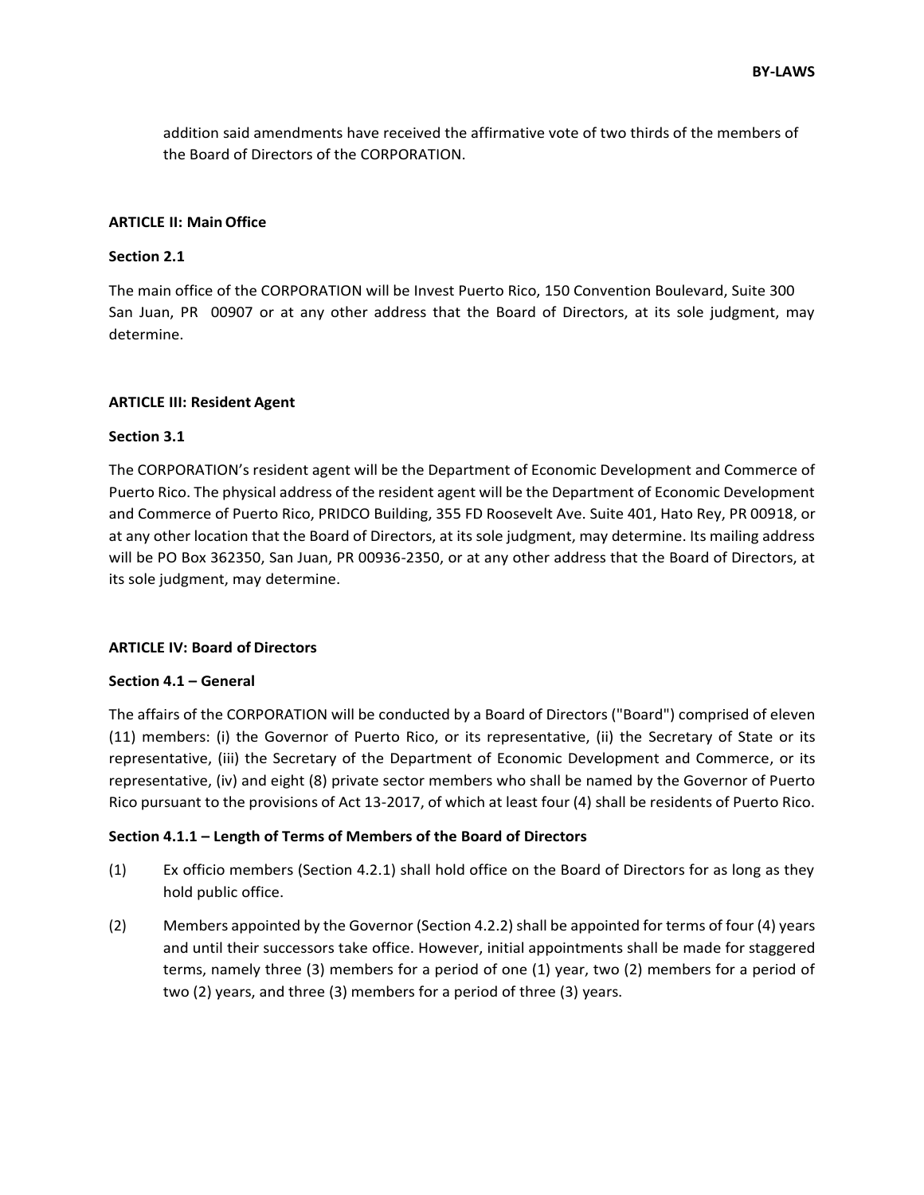addition said amendments have received the affirmative vote of two thirds of the members of the Board of Directors of the CORPORATION.

**ARTICLE II: Main Office**

**Section 2.1**

The main office of the CORPORATION will be Invest Puerto Rico, 150 Convention Boulevard, Suite 300 San Juan, PR 00907 or at any other address that the Board of Directors, at its sole judgment, may determine.

**ARTICLE III: Resident Agent**

**Section 3.1**

The CORPORATION's resident agent will be the Department of Economic Development and Commerce of Puerto Rico. The physical address of the resident agent will be the Department of Economic Development and Commerce of Puerto Rico, PRIDCO Building, 355 FD Roosevelt Ave. Suite 401, Hato Rey, PR 00918, or at any other location that the Board of Directors, at its sole judgment, may determine. Its mailing address will be PO Box 362350, San Juan, PR 00936-2350, or at any other address that the Board of Directors, at its sole judgment, may determine.

**ARTICLE IV: Board of Directors**

**Section 4.1 – General**

The affairs of the CORPORATION will be conducted by a Board of Directors ("Board") comprised of eleven (11) members: (i) the Governor of Puerto Rico, or its representative, (ii) the Secretary of State or its representative, (iii) the Secretary of the Department of Economic Development and Commerce, or its representative, (iv) and eight (8) private sector members who shall be named by the Governor of Puerto Rico pursuant to the provisions of Act 13-2017, of which at least four (4) shall be residents of Puerto Rico.

**Section 4.1.1 – Length of Terms of Members of the Board of Directors**

(1) Ex officio members (Section 4.2.1) shall hold office on the Board of Directors for as long as they hold public office.

(2) Members appointed by the Governor (Section 4.2.2) shall be appointed for terms of four (4) years and until their successors take office. However, initial appointments shall be made for staggered terms, namely three (3) members for a period of one (1) year, two (2) members for a period of two (2) years, and three (3) members for a period of three (3) years.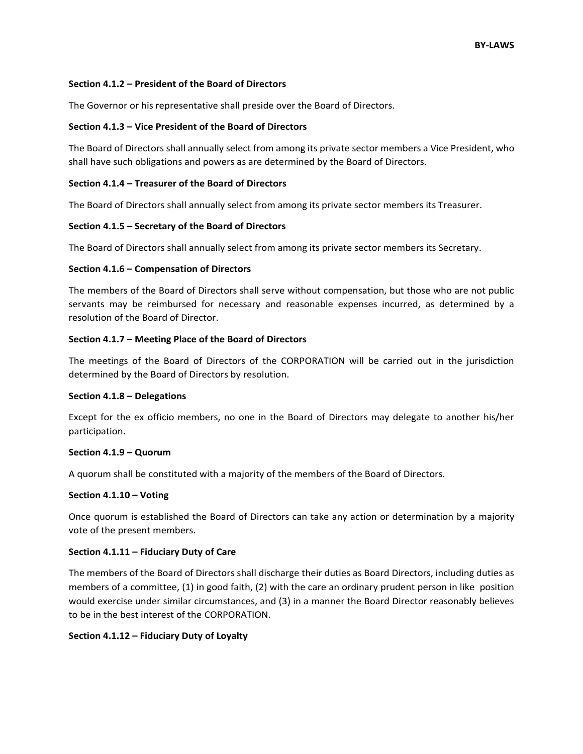### Section 4.1.2 – President of the Board of Directors

The Governor or his representative shall preside over the Board of Directors.

### Section 4.1.3 – Vice President of the Board of Directors

The Board of Directors shall annually select from among its private sector members a Vice President, who shall have such obligations and powers as are determined by the Board of Directors.

### Section 4.1.4 – Treasurer of the Board of Directors

The Board of Directors shall annually select from among its private sector members its Treasurer.

### Section 4.1.5 – Secretary of the Board of Directors

The Board of Directors shall annually select from among its private sector members its Secretary.

### Section 4.1.6 – Compensation of Directors

The members of the Board of Directors shall serve without compensation, but those who are not public servants may be reimbursed for necessary and reasonable expenses incurred, as determined by a resolution of the Board of Director.

### Section 4.1.7 – Meeting Place of the Board of Directors

The meetings of the Board of Directors of the CORPORATION will be carried out in the jurisdiction determined by the Board of Directors by resolution.

### Section 4.1.8 – Delegations

Except for the ex officio members, no one in the Board of Directors may delegate to another his/her participation.

### Section 4.1.9 – Quorum

A quorum shall be constituted with a majority of the members of the Board of Directors.

### Section 4.1.10 – Voting

Once quorum is established the Board of Directors can take any action or determination by a majority vote of the present members.

### Section 4.1.11 – Fiduciary Duty of Care

The members of the Board of Directors shall discharge their duties as Board Directors, including duties as members of a committee, (1) in good faith, (2) with the care an ordinary prudent person in like position would exercise under similar circumstances, and (3) in a manner the Board Director reasonably believes to be in the best interest of the CORPORATION.

### Section 4.1.12 – Fiduciary Duty of Loyalty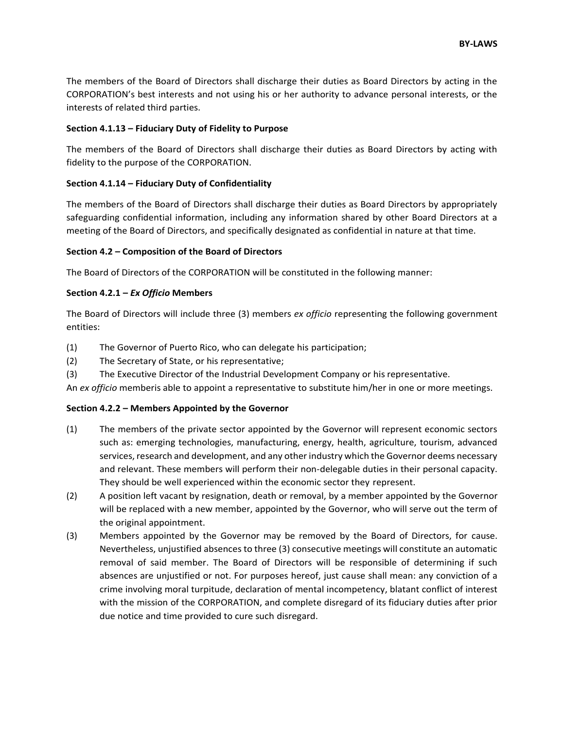The members of the Board of Directors shall discharge their duties as Board Directors by acting in the CORPORATION's best interests and not using his or her authority to advance personal interests, or the interests of related third parties.

**Section 4.1.13 – Fiduciary Duty of Fidelity to Purpose**

The members of the Board of Directors shall discharge their duties as Board Directors by acting with fidelity to the purpose of the CORPORATION.

**Section 4.1.14 – Fiduciary Duty of Confidentiality**

The members of the Board of Directors shall discharge their duties as Board Directors by appropriately safeguarding confidential information, including any information shared by other Board Directors at a meeting of the Board of Directors, and specifically designated as confidential in nature at that time.

**Section 4.2 – Composition of the Board of Directors**

The Board of Directors of the CORPORATION will be constituted in the following manner:

**Section 4.2.1 – *Ex Officio* Members**

The Board of Directors will include three (3) members *ex officio* representing the following government entities:

(1) The Governor of Puerto Rico, who can delegate his participation;
(2) The Secretary of State, or his representative;
(3) The Executive Director of the Industrial Development Company or his representative.

An *ex officio* memberis able to appoint a representative to substitute him/her in one or more meetings.

**Section 4.2.2 – Members Appointed by the Governor**

(1) The members of the private sector appointed by the Governor will represent economic sectors such as: emerging technologies, manufacturing, energy, health, agriculture, tourism, advanced services, research and development, and any other industry which the Governor deems necessary and relevant. These members will perform their non-delegable duties in their personal capacity. They should be well experienced within the economic sector they represent.

(2) A position left vacant by resignation, death or removal, by a member appointed by the Governor will be replaced with a new member, appointed by the Governor, who will serve out the term of the original appointment.

(3) Members appointed by the Governor may be removed by the Board of Directors, for cause. Nevertheless, unjustified absences to three (3) consecutive meetings will constitute an automatic removal of said member. The Board of Directors will be responsible of determining if such absences are unjustified or not. For purposes hereof, just cause shall mean: any conviction of a crime involving moral turpitude, declaration of mental incompetency, blatant conflict of interest with the mission of the CORPORATION, and complete disregard of its fiduciary duties after prior due notice and time provided to cure such disregard.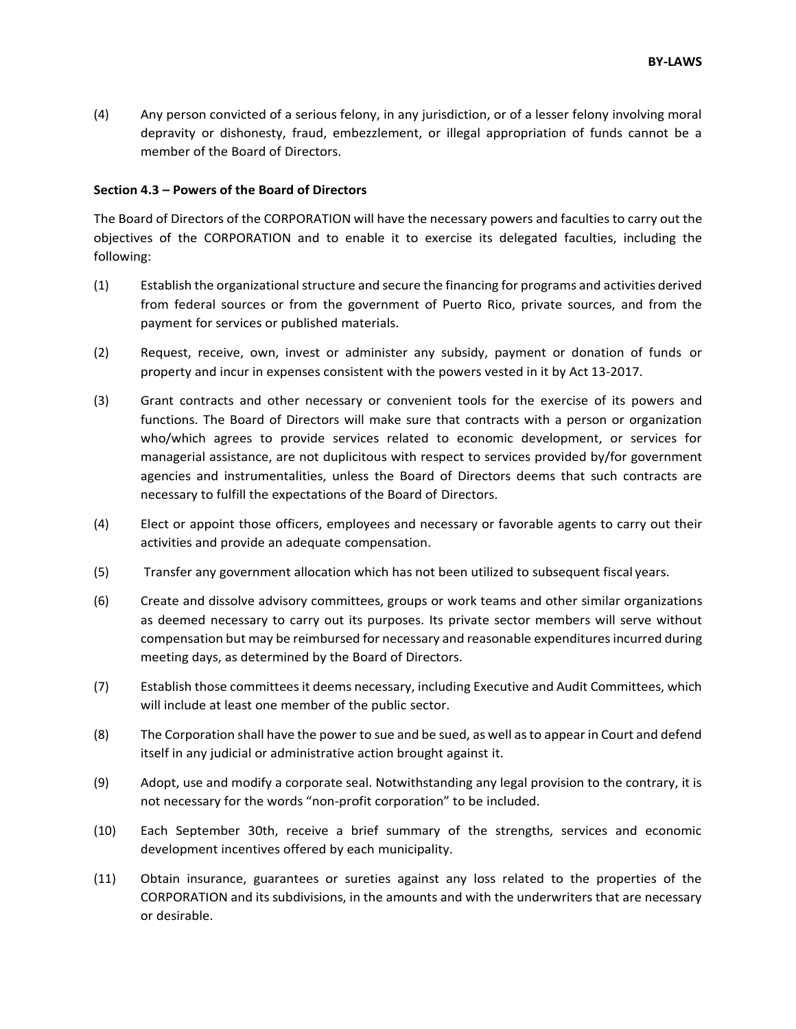(4) Any person convicted of a serious felony, in any jurisdiction, or of a lesser felony involving moral depravity or dishonesty, fraud, embezzlement, or illegal appropriation of funds cannot be a member of the Board of Directors.

**Section 4.3 – Powers of the Board of Directors**

The Board of Directors of the CORPORATION will have the necessary powers and faculties to carry out the objectives of the CORPORATION and to enable it to exercise its delegated faculties, including the following:

(1) Establish the organizational structure and secure the financing for programs and activities derived from federal sources or from the government of Puerto Rico, private sources, and from the payment for services or published materials.

(2) Request, receive, own, invest or administer any subsidy, payment or donation of funds or property and incur in expenses consistent with the powers vested in it by Act 13-2017.

(3) Grant contracts and other necessary or convenient tools for the exercise of its powers and functions. The Board of Directors will make sure that contracts with a person or organization who/which agrees to provide services related to economic development, or services for managerial assistance, are not duplicitous with respect to services provided by/for government agencies and instrumentalities, unless the Board of Directors deems that such contracts are necessary to fulfill the expectations of the Board of Directors.

(4) Elect or appoint those officers, employees and necessary or favorable agents to carry out their activities and provide an adequate compensation.

(5) Transfer any government allocation which has not been utilized to subsequent fiscal years.

(6) Create and dissolve advisory committees, groups or work teams and other similar organizations as deemed necessary to carry out its purposes. Its private sector members will serve without compensation but may be reimbursed for necessary and reasonable expenditures incurred during meeting days, as determined by the Board of Directors.

(7) Establish those committees it deems necessary, including Executive and Audit Committees, which will include at least one member of the public sector.

(8) The Corporation shall have the power to sue and be sued, as well as to appear in Court and defend itself in any judicial or administrative action brought against it.

(9) Adopt, use and modify a corporate seal. Notwithstanding any legal provision to the contrary, it is not necessary for the words "non-profit corporation" to be included.

(10) Each September 30th, receive a brief summary of the strengths, services and economic development incentives offered by each municipality.

(11) Obtain insurance, guarantees or sureties against any loss related to the properties of the CORPORATION and its subdivisions, in the amounts and with the underwriters that are necessary or desirable.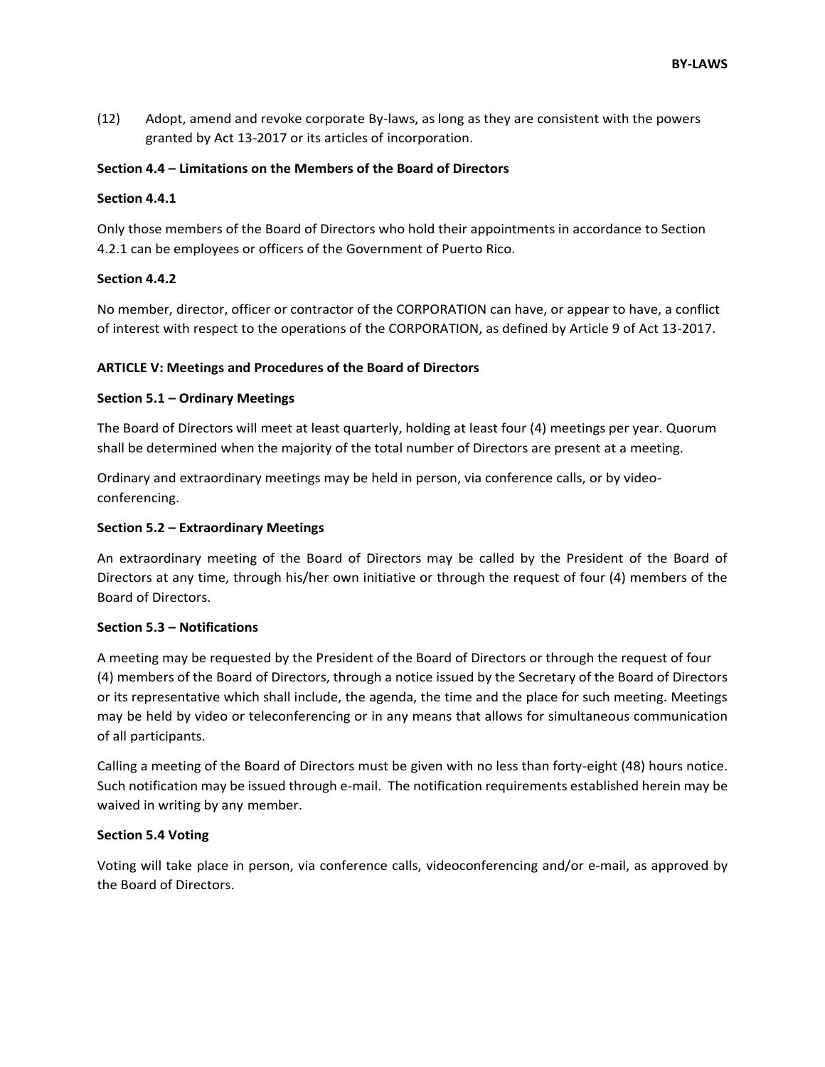(12) Adopt, amend and revoke corporate By-laws, as long as they are consistent with the powers granted by Act 13-2017 or its articles of incorporation.

**Section 4.4 – Limitations on the Members of the Board of Directors**

**Section 4.4.1**

Only those members of the Board of Directors who hold their appointments in accordance to Section 4.2.1 can be employees or officers of the Government of Puerto Rico.

**Section 4.4.2**

No member, director, officer or contractor of the CORPORATION can have, or appear to have, a conflict of interest with respect to the operations of the CORPORATION, as defined by Article 9 of Act 13-2017.

**ARTICLE V: Meetings and Procedures of the Board of Directors**

**Section 5.1 – Ordinary Meetings**

The Board of Directors will meet at least quarterly, holding at least four (4) meetings per year. Quorum shall be determined when the majority of the total number of Directors are present at a meeting.

Ordinary and extraordinary meetings may be held in person, via conference calls, or by video-conferencing.

**Section 5.2 – Extraordinary Meetings**

An extraordinary meeting of the Board of Directors may be called by the President of the Board of Directors at any time, through his/her own initiative or through the request of four (4) members of the Board of Directors.

**Section 5.3 – Notifications**

A meeting may be requested by the President of the Board of Directors or through the request of four (4) members of the Board of Directors, through a notice issued by the Secretary of the Board of Directors or its representative which shall include, the agenda, the time and the place for such meeting. Meetings may be held by video or teleconferencing or in any means that allows for simultaneous communication of all participants.

Calling a meeting of the Board of Directors must be given with no less than forty-eight (48) hours notice. Such notification may be issued through e-mail. The notification requirements established herein may be waived in writing by any member.

**Section 5.4 Voting**

Voting will take place in person, via conference calls, videoconferencing and/or e-mail, as approved by the Board of Directors.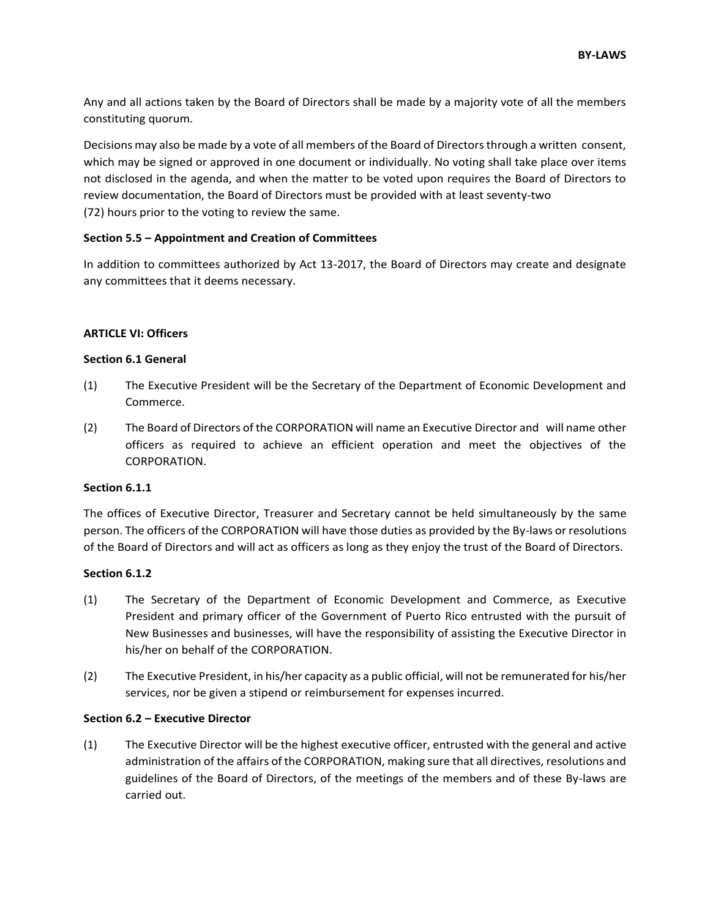Any and all actions taken by the Board of Directors shall be made by a majority vote of all the members constituting quorum.

Decisions may also be made by a vote of all members of the Board of Directors through a written consent, which may be signed or approved in one document or individually. No voting shall take place over items not disclosed in the agenda, and when the matter to be voted upon requires the Board of Directors to review documentation, the Board of Directors must be provided with at least seventy-two (72) hours prior to the voting to review the same.

**Section 5.5 – Appointment and Creation of Committees**

In addition to committees authorized by Act 13-2017, the Board of Directors may create and designate any committees that it deems necessary.

**ARTICLE VI: Officers**

**Section 6.1 General**

(1) The Executive President will be the Secretary of the Department of Economic Development and Commerce.

(2) The Board of Directors of the CORPORATION will name an Executive Director and will name other officers as required to achieve an efficient operation and meet the objectives of the CORPORATION.

**Section 6.1.1**

The offices of Executive Director, Treasurer and Secretary cannot be held simultaneously by the same person. The officers of the CORPORATION will have those duties as provided by the By-laws or resolutions of the Board of Directors and will act as officers as long as they enjoy the trust of the Board of Directors.

**Section 6.1.2**

(1) The Secretary of the Department of Economic Development and Commerce, as Executive President and primary officer of the Government of Puerto Rico entrusted with the pursuit of New Businesses and businesses, will have the responsibility of assisting the Executive Director in his/her on behalf of the CORPORATION.

(2) The Executive President, in his/her capacity as a public official, will not be remunerated for his/her services, nor be given a stipend or reimbursement for expenses incurred.

**Section 6.2 – Executive Director**

(1) The Executive Director will be the highest executive officer, entrusted with the general and active administration of the affairs of the CORPORATION, making sure that all directives, resolutions and guidelines of the Board of Directors, of the meetings of the members and of these By-laws are carried out.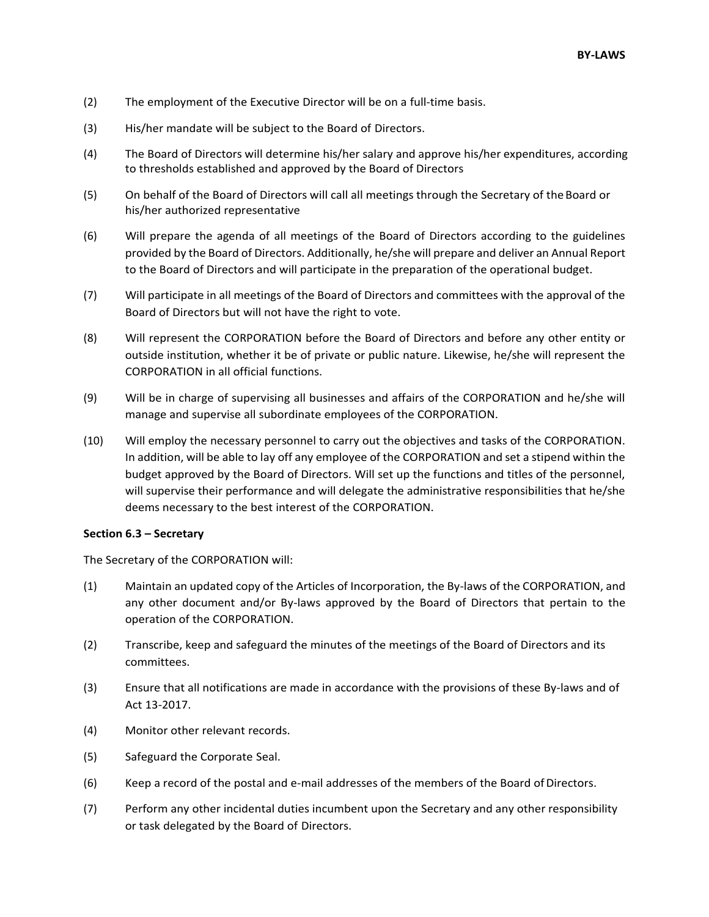(2) The employment of the Executive Director will be on a full-time basis.

(3) His/her mandate will be subject to the Board of Directors.

(4) The Board of Directors will determine his/her salary and approve his/her expenditures, according to thresholds established and approved by the Board of Directors

(5) On behalf of the Board of Directors will call all meetings through the Secretary of the Board or his/her authorized representative

(6) Will prepare the agenda of all meetings of the Board of Directors according to the guidelines provided by the Board of Directors. Additionally, he/she will prepare and deliver an Annual Report to the Board of Directors and will participate in the preparation of the operational budget.

(7) Will participate in all meetings of the Board of Directors and committees with the approval of the Board of Directors but will not have the right to vote.

(8) Will represent the CORPORATION before the Board of Directors and before any other entity or outside institution, whether it be of private or public nature. Likewise, he/she will represent the CORPORATION in all official functions.

(9) Will be in charge of supervising all businesses and affairs of the CORPORATION and he/she will manage and supervise all subordinate employees of the CORPORATION.

(10) Will employ the necessary personnel to carry out the objectives and tasks of the CORPORATION. In addition, will be able to lay off any employee of the CORPORATION and set a stipend within the budget approved by the Board of Directors. Will set up the functions and titles of the personnel, will supervise their performance and will delegate the administrative responsibilities that he/she deems necessary to the best interest of the CORPORATION.

**Section 6.3 – Secretary**

The Secretary of the CORPORATION will:

(1) Maintain an updated copy of the Articles of Incorporation, the By-laws of the CORPORATION, and any other document and/or By-laws approved by the Board of Directors that pertain to the operation of the CORPORATION.

(2) Transcribe, keep and safeguard the minutes of the meetings of the Board of Directors and its committees.

(3) Ensure that all notifications are made in accordance with the provisions of these By-laws and of Act 13-2017.

(4) Monitor other relevant records.

(5) Safeguard the Corporate Seal.

(6) Keep a record of the postal and e-mail addresses of the members of the Board of Directors.

(7) Perform any other incidental duties incumbent upon the Secretary and any other responsibility or task delegated by the Board of Directors.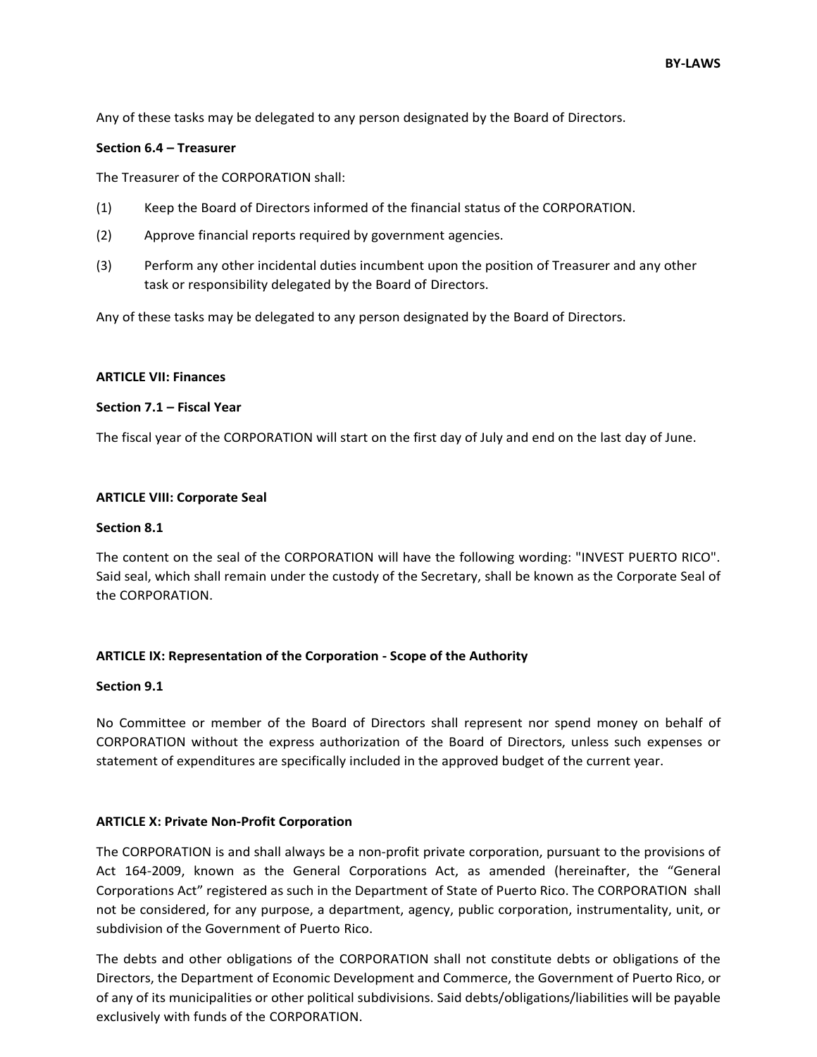Any of these tasks may be delegated to any person designated by the Board of Directors.

**Section 6.4 – Treasurer**

The Treasurer of the CORPORATION shall:

(1) Keep the Board of Directors informed of the financial status of the CORPORATION.

(2) Approve financial reports required by government agencies.

(3) Perform any other incidental duties incumbent upon the position of Treasurer and any other task or responsibility delegated by the Board of Directors.

Any of these tasks may be delegated to any person designated by the Board of Directors.

**ARTICLE VII: Finances**

**Section 7.1 – Fiscal Year**

The fiscal year of the CORPORATION will start on the first day of July and end on the last day of June.

**ARTICLE VIII: Corporate Seal**

**Section 8.1**

The content on the seal of the CORPORATION will have the following wording: "INVEST PUERTO RICO". Said seal, which shall remain under the custody of the Secretary, shall be known as the Corporate Seal of the CORPORATION.

**ARTICLE IX: Representation of the Corporation - Scope of the Authority**

**Section 9.1**

No Committee or member of the Board of Directors shall represent nor spend money on behalf of CORPORATION without the express authorization of the Board of Directors, unless such expenses or statement of expenditures are specifically included in the approved budget of the current year.

**ARTICLE X: Private Non-Profit Corporation**

The CORPORATION is and shall always be a non-profit private corporation, pursuant to the provisions of Act 164-2009, known as the General Corporations Act, as amended (hereinafter, the "General Corporations Act" registered as such in the Department of State of Puerto Rico. The CORPORATION shall not be considered, for any purpose, a department, agency, public corporation, instrumentality, unit, or subdivision of the Government of Puerto Rico.

The debts and other obligations of the CORPORATION shall not constitute debts or obligations of the Directors, the Department of Economic Development and Commerce, the Government of Puerto Rico, or of any of its municipalities or other political subdivisions. Said debts/obligations/liabilities will be payable exclusively with funds of the CORPORATION.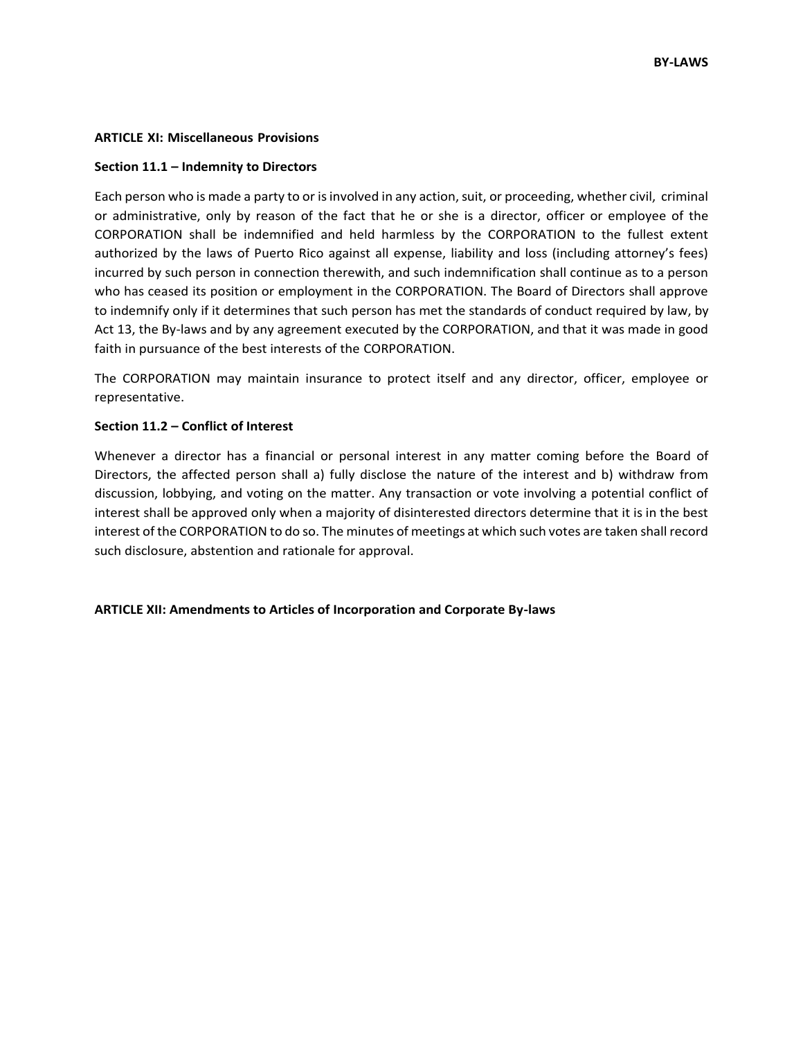## ARTICLE XI: Miscellaneous Provisions

### Section 11.1 – Indemnity to Directors

Each person who is made a party to or is involved in any action, suit, or proceeding, whether civil, criminal or administrative, only by reason of the fact that he or she is a director, officer or employee of the CORPORATION shall be indemnified and held harmless by the CORPORATION to the fullest extent authorized by the laws of Puerto Rico against all expense, liability and loss (including attorney's fees) incurred by such person in connection therewith, and such indemnification shall continue as to a person who has ceased its position or employment in the CORPORATION. The Board of Directors shall approve to indemnify only if it determines that such person has met the standards of conduct required by law, by Act 13, the By-laws and by any agreement executed by the CORPORATION, and that it was made in good faith in pursuance of the best interests of the CORPORATION.

The CORPORATION may maintain insurance to protect itself and any director, officer, employee or representative.

### Section 11.2 – Conflict of Interest

Whenever a director has a financial or personal interest in any matter coming before the Board of Directors, the affected person shall a) fully disclose the nature of the interest and b) withdraw from discussion, lobbying, and voting on the matter. Any transaction or vote involving a potential conflict of interest shall be approved only when a majority of disinterested directors determine that it is in the best interest of the CORPORATION to do so. The minutes of meetings at which such votes are taken shall record such disclosure, abstention and rationale for approval.

## ARTICLE XII: Amendments to Articles of Incorporation and Corporate By-laws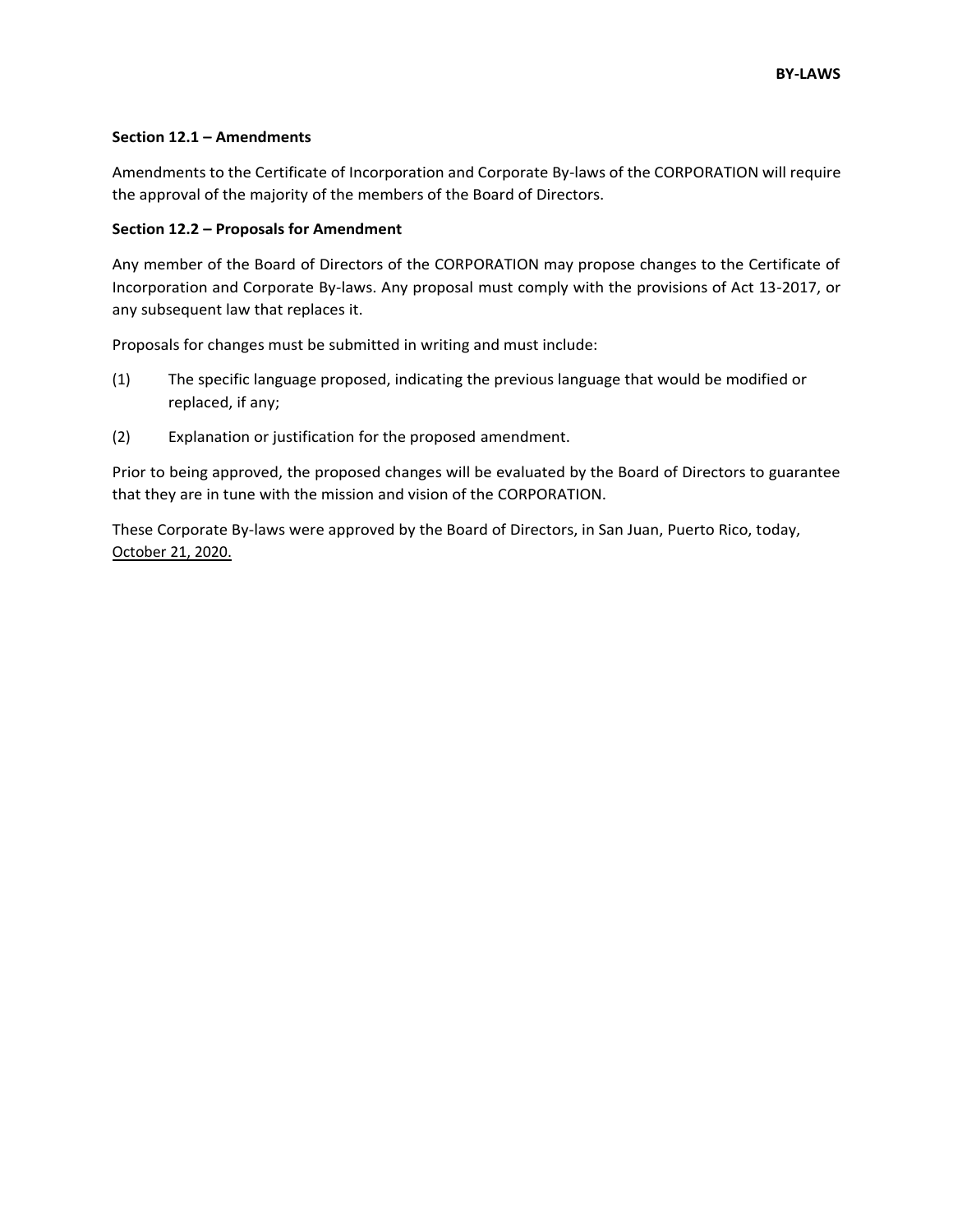### Section 12.1 – Amendments

Amendments to the Certificate of Incorporation and Corporate By-laws of the CORPORATION will require the approval of the majority of the members of the Board of Directors.

### Section 12.2 – Proposals for Amendment

Any member of the Board of Directors of the CORPORATION may propose changes to the Certificate of Incorporation and Corporate By-laws. Any proposal must comply with the provisions of Act 13-2017, or any subsequent law that replaces it.

Proposals for changes must be submitted in writing and must include:

(1) The specific language proposed, indicating the previous language that would be modified or replaced, if any;

(2) Explanation or justification for the proposed amendment.

Prior to being approved, the proposed changes will be evaluated by the Board of Directors to guarantee that they are in tune with the mission and vision of the CORPORATION.

These Corporate By-laws were approved by the Board of Directors, in San Juan, Puerto Rico, today, October 21, 2020.